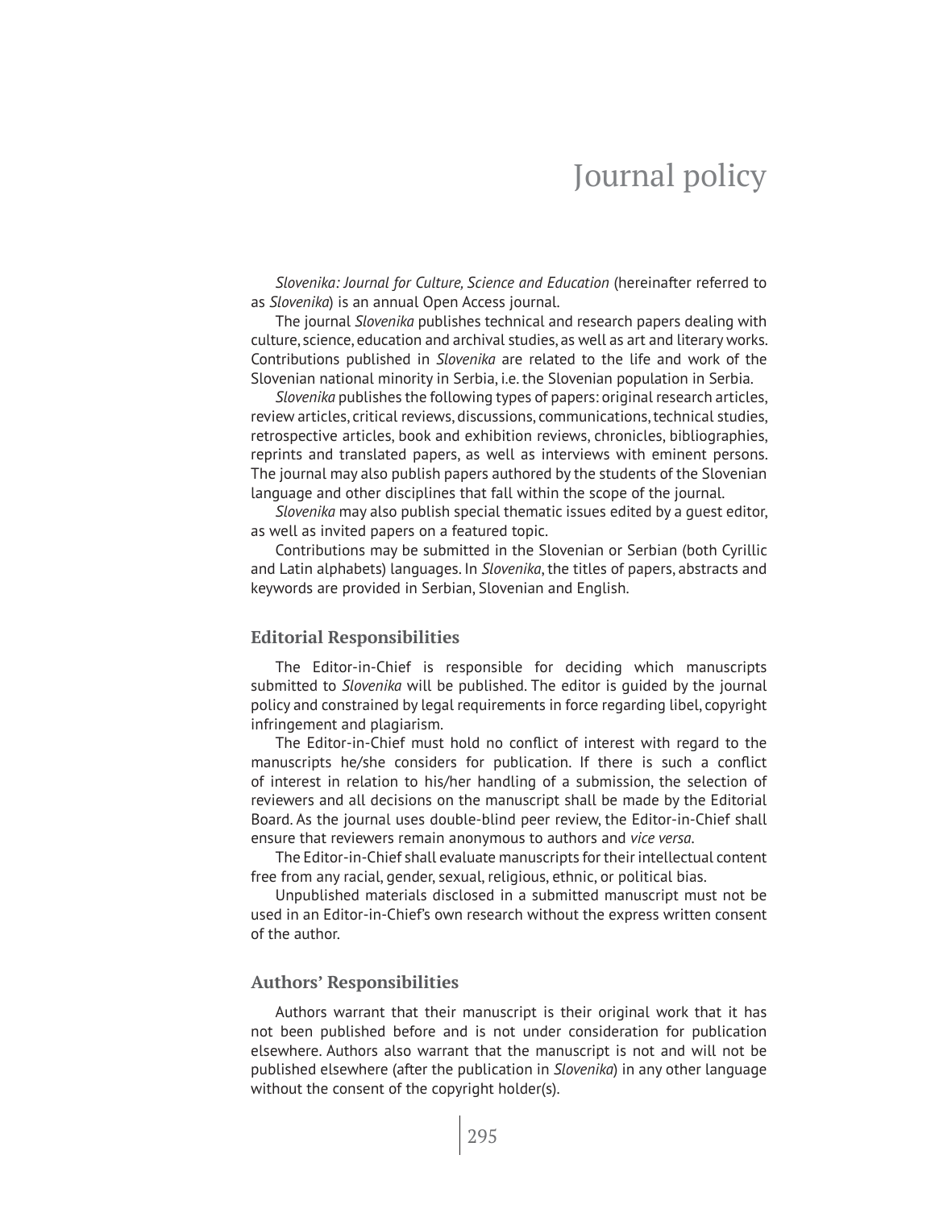# Journal policy

*Slovenika: Journal for Culture, Science and Education* (hereinafter referred to as *Slovenika*) is an annual Open Access journal.

The journal *Slovenika* publishes technical and research papers dealing with culture, science, education and archival studies, as well as art and literary works. Contributions published in *Slovenika* are related to the life and work of the Slovenian national minority in Serbia, i.e. the Slovenian population in Serbia.

*Slovenika* publishes the following types of papers: original research articles, review articles, critical reviews, discussions, communications, technical studies, retrospective articles, book and exhibition reviews, chronicles, bibliographies, reprints and translated papers, as well as interviews with eminent persons. The journal may also publish papers authored by the students of the Slovenian language and other disciplines that fall within the scope of the journal.

*Slovenika* may also publish special thematic issues edited by a guest editor, as well as invited papers on a featured topic.

Contributions may be submitted in the Slovenian or Serbian (both Cyrillic and Latin alphabets) languages. In *Slovenika*, the titles of papers, abstracts and keywords are provided in Serbian, Slovenian and English.

## Editorial Responsibilities

The Editor-in-Chief is responsible for deciding which manuscripts submitted to *Slovenika* will be published. The editor is guided by the journal policy and constrained by legal requirements in force regarding libel, copyright infringement and plagiarism.

The Editor-in-Chief must hold no conflict of interest with regard to the manuscripts he/she considers for publication. If there is such a conflict of interest in relation to his/her handling of a submission, the selection of reviewers and all decisions on the manuscript shall be made by the Editorial Board. As the journal uses double-blind peer review, the Editor-in-Chief shall ensure that reviewers remain anonymous to authors and *vice versa*.

The Editor-in-Chief shall evaluate manuscripts for their intellectual content free from any racial, gender, sexual, religious, ethnic, or political bias.

Unpublished materials disclosed in a submitted manuscript must not be used in an Editor-in-Chief's own research without the express written consent of the author.

## Authors' Responsibilities

Authors warrant that their manuscript is their original work that it has not been published before and is not under consideration for publication elsewhere. Authors also warrant that the manuscript is not and will not be published elsewhere (after the publication in *Slovenika*) in any other language without the consent of the copyright holder(s).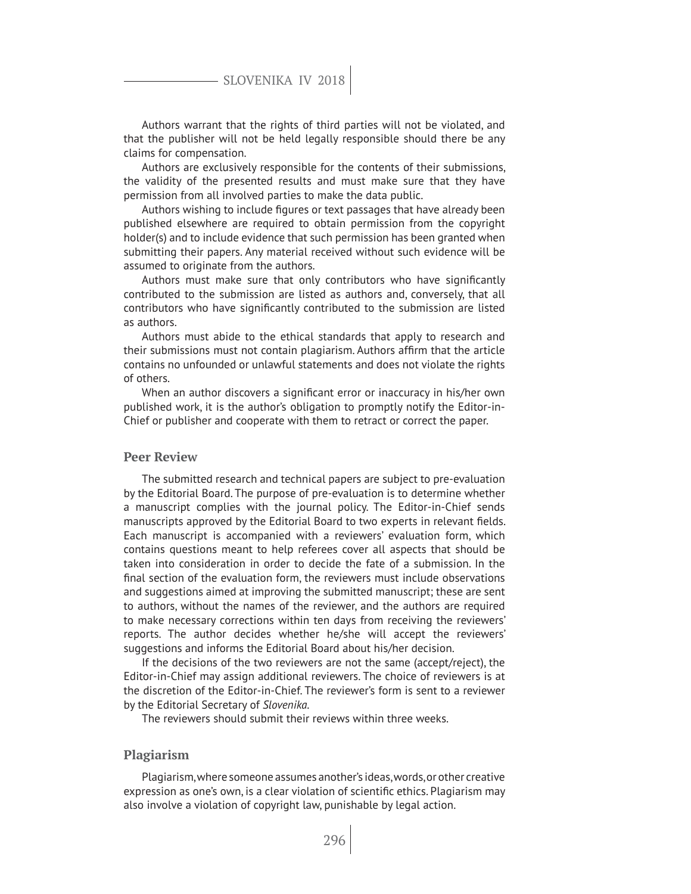Authors warrant that the rights of third parties will not be violated, and that the publisher will not be held legally responsible should there be any claims for compensation.

Authors are exclusively responsible for the contents of their submissions, the validity of the presented results and must make sure that they have permission from all involved parties to make the data public.

Authors wishing to include figures or text passages that have already been published elsewhere are required to obtain permission from the copyright holder(s) and to include evidence that such permission has been granted when submitting their papers. Any material received without such evidence will be assumed to originate from the authors.

Authors must make sure that only contributors who have significantly contributed to the submission are listed as authors and, conversely, that all contributors who have significantly contributed to the submission are listed as authors.

Authors must abide to the ethical standards that apply to research and their submissions must not contain plagiarism. Authors affirm that the article contains no unfounded or unlawful statements and does not violate the rights of others.

When an author discovers a significant error or inaccuracy in his/her own published work, it is the author's obligation to promptly notify the Editor-in-Chief or publisher and cooperate with them to retract or correct the paper.

## Peer Review

The submitted research and technical papers are subject to pre-evaluation by the Editorial Board. The purpose of pre-evaluation is to determine whether a manuscript complies with the journal policy. The Editor-in-Chief sends manuscripts approved by the Editorial Board to two experts in relevant fields. Each manuscript is accompanied with a reviewers' evaluation form, which contains questions meant to help referees cover all aspects that should be taken into consideration in order to decide the fate of a submission. In the final section of the evaluation form, the reviewers must include observations and suggestions aimed at improving the submitted manuscript; these are sent to authors, without the names of the reviewer, and the authors are required to make necessary corrections within ten days from receiving the reviewers' reports. The author decides whether he/she will accept the reviewers' suggestions and informs the Editorial Board about his/her decision.

If the decisions of the two reviewers are not the same (accept/reject), the Editor-in-Chief may assign additional reviewers. The choice of reviewers is at the discretion of the Editor-in-Chief. The reviewer's form is sent to a reviewer by the Editorial Secretary of *Slovenika*.

The reviewers should submit their reviews within three weeks.

## Plagiarism

Plagiarism, where someone assumes another's ideas, words, or other creative expression as one's own, is a clear violation of scientific ethics. Plagiarism may also involve a violation of copyright law, punishable by legal action.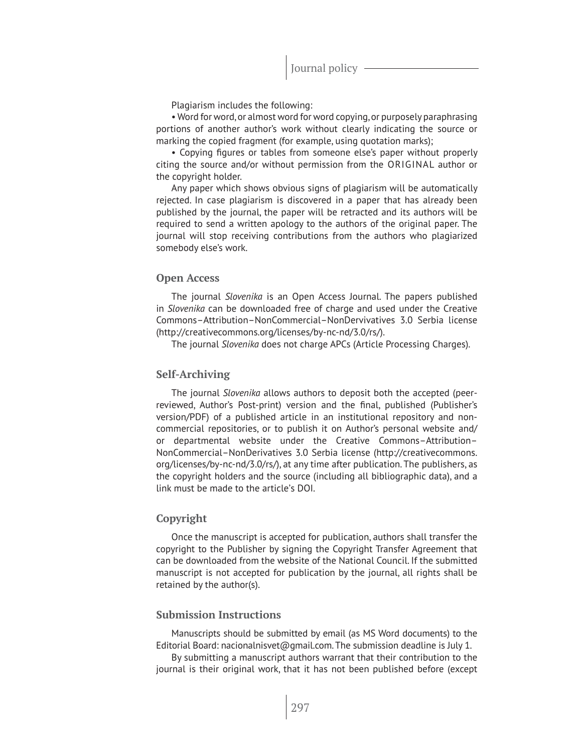Plagiarism includes the following:

• Word for word, or almost word for word copying, or purposely paraphrasing portions of another author's work without clearly indicating the source or marking the copied fragment (for example, using quotation marks);

• Copying figures or tables from someone else's paper without properly citing the source and/or without permission from the ORIGINAL author or the copyright holder.

Any paper which shows obvious signs of plagiarism will be automatically rejected. In case plagiarism is discovered in a paper that has already been published by the journal, the paper will be retracted and its authors will be required to send a written apology to the authors of the original paper. The journal will stop receiving contributions from the authors who plagiarized somebody else's work.

### Open Access

The journal *Slovenika* is an Open Access Journal. The papers published in *Slovenika* can be downloaded free of charge and used under the Creative Commons–Attribution–NonCommercial–NonDervivatives 3.0 Serbia license (http://creativecommons.org/licenses/by-nc-nd/3.0/rs/).

The journal *Slovenika* does not charge APCs (Article Processing Charges).

### Self-Archiving

The journal *Slovenika* allows authors to deposit both the accepted (peer-reviewed, Author's Post-print) version and the final, published (Publisher's version/PDF) of a published article in an institutional repository and non-commercial repositories, or to publish it on Author's personal website and/or departmental website under the Creative Commons–Attribution–NonCommercial–NonDerivatives 3.0 Serbia license (http://creativecommons.org/licenses/by-nc-nd/3.0/rs/), at any time after publication. The publishers, as the copyright holders and the source (including all bibliographic data), and a link must be made to the article's DOI.

### Copyright

Once the manuscript is accepted for publication, authors shall transfer the copyright to the Publisher by signing the Copyright Transfer Agreement that can be downloaded from the website of the National Council. If the submitted manuscript is not accepted for publication by the journal, all rights shall be retained by the author(s).

### Submission Instructions

Manuscripts should be submitted by email (as MS Word documents) to the Editorial Board: nacionalnisvet@gmail.com. The submission deadline is July 1.

By submitting a manuscript authors warrant that their contribution to the journal is their original work, that it has not been published before (except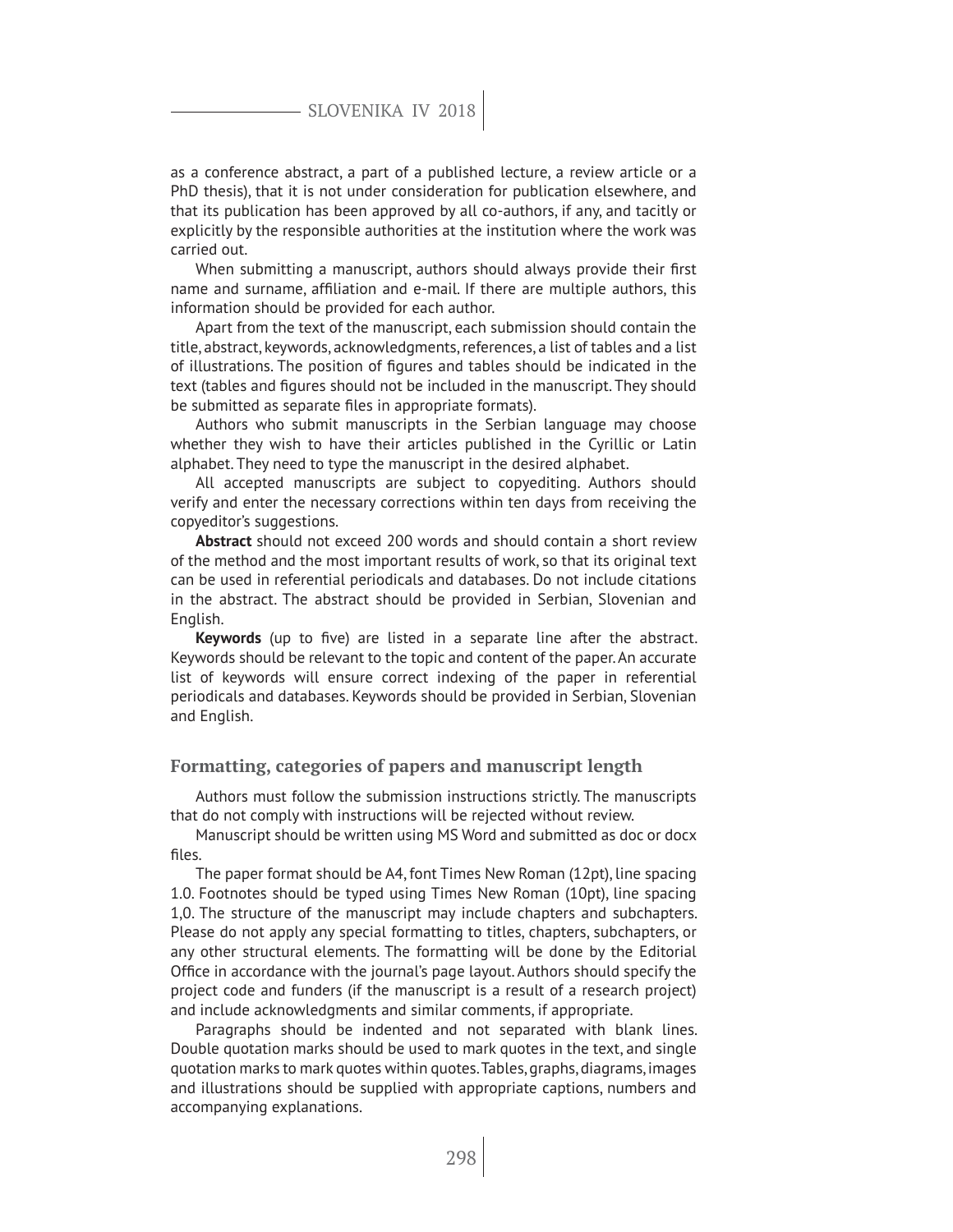as a conference abstract, a part of a published lecture, a review article or a PhD thesis), that it is not under consideration for publication elsewhere, and that its publication has been approved by all co-authors, if any, and tacitly or explicitly by the responsible authorities at the institution where the work was carried out.

When submitting a manuscript, authors should always provide their first name and surname, affiliation and e-mail. If there are multiple authors, this information should be provided for each author.

Apart from the text of the manuscript, each submission should contain the title, abstract, keywords, acknowledgments, references, a list of tables and a list of illustrations. The position of figures and tables should be indicated in the text (tables and figures should not be included in the manuscript. They should be submitted as separate files in appropriate formats).

Authors who submit manuscripts in the Serbian language may choose whether they wish to have their articles published in the Cyrillic or Latin alphabet. They need to type the manuscript in the desired alphabet.

All accepted manuscripts are subject to copyediting. Authors should verify and enter the necessary corrections within ten days from receiving the copyeditor's suggestions.

**Abstract** should not exceed 200 words and should contain a short review of the method and the most important results of work, so that its original text can be used in referential periodicals and databases. Do not include citations in the abstract. The abstract should be provided in Serbian, Slovenian and English.

**Keywords** (up to five) are listed in a separate line after the abstract. Keywords should be relevant to the topic and content of the paper. An accurate list of keywords will ensure correct indexing of the paper in referential periodicals and databases. Keywords should be provided in Serbian, Slovenian and English.

## Formatting, categories of papers and manuscript length

Authors must follow the submission instructions strictly. The manuscripts that do not comply with instructions will be rejected without review.

Manuscript should be written using MS Word and submitted as doc or docx files.

The paper format should be A4, font Times New Roman (12pt), line spacing 1.0. Footnotes should be typed using Times New Roman (10pt), line spacing 1,0. The structure of the manuscript may include chapters and subchapters. Please do not apply any special formatting to titles, chapters, subchapters, or any other structural elements. The formatting will be done by the Editorial Office in accordance with the journal's page layout. Authors should specify the project code and funders (if the manuscript is a result of a research project) and include acknowledgments and similar comments, if appropriate.

Paragraphs should be indented and not separated with blank lines. Double quotation marks should be used to mark quotes in the text, and single quotation marks to mark quotes within quotes. Tables, graphs, diagrams, images and illustrations should be supplied with appropriate captions, numbers and accompanying explanations.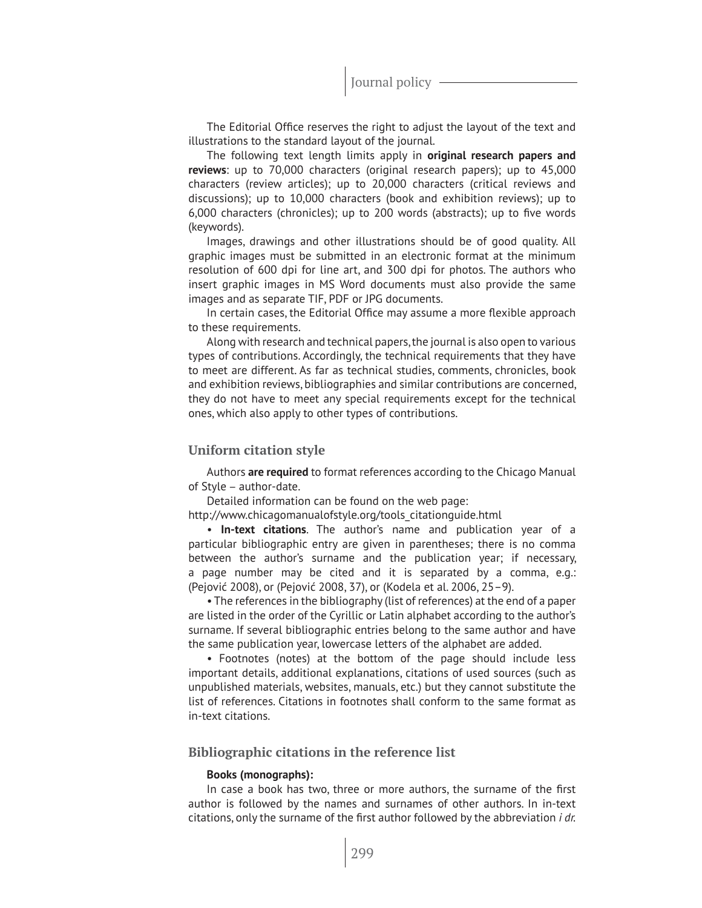The Editorial Office reserves the right to adjust the layout of the text and illustrations to the standard layout of the journal.

The following text length limits apply in **original research papers and reviews**: up to 70,000 characters (original research papers); up to 45,000 characters (review articles); up to 20,000 characters (critical reviews and discussions); up to 10,000 characters (book and exhibition reviews); up to 6,000 characters (chronicles); up to 200 words (abstracts); up to five words (keywords).

Images, drawings and other illustrations should be of good quality. All graphic images must be submitted in an electronic format at the minimum resolution of 600 dpi for line art, and 300 dpi for photos. The authors who insert graphic images in MS Word documents must also provide the same images and as separate TIF, PDF or JPG documents.

In certain cases, the Editorial Office may assume a more flexible approach to these requirements.

Along with research and technical papers, the journal is also open to various types of contributions. Accordingly, the technical requirements that they have to meet are different. As far as technical studies, comments, chronicles, book and exhibition reviews, bibliographies and similar contributions are concerned, they do not have to meet any special requirements except for the technical ones, which also apply to other types of contributions.

## Uniform citation style

Authors **are required** to format references according to the Chicago Manual of Style – author-date.

Detailed information can be found on the web page:
http://www.chicagomanualofstyle.org/tools_citationguide.html

- **In-text citations**. The author's name and publication year of a particular bibliographic entry are given in parentheses; there is no comma between the author's surname and the publication year; if necessary, a page number may be cited and it is separated by a comma, e.g.: (Pejović 2008), or (Pejović 2008, 37), or (Kodela et al. 2006, 25–9).
- The references in the bibliography (list of references) at the end of a paper are listed in the order of the Cyrillic or Latin alphabet according to the author's surname. If several bibliographic entries belong to the same author and have the same publication year, lowercase letters of the alphabet are added.
- Footnotes (notes) at the bottom of the page should include less important details, additional explanations, citations of used sources (such as unpublished materials, websites, manuals, etc.) but they cannot substitute the list of references. Citations in footnotes shall conform to the same format as in-text citations.

## Bibliographic citations in the reference list

**Books (monographs):**

In case a book has two, three or more authors, the surname of the first author is followed by the names and surnames of other authors. In in-text citations, only the surname of the first author followed by the abbreviation *i dr.*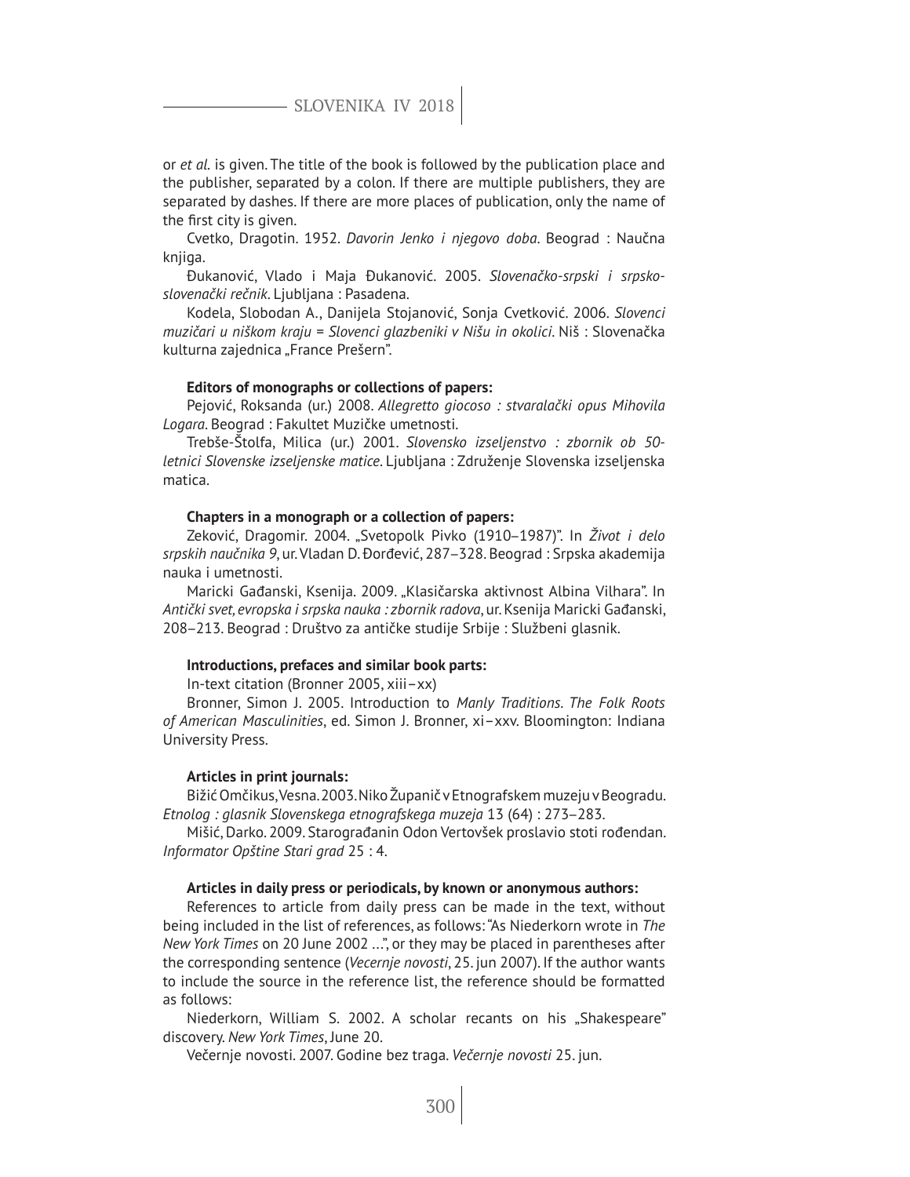or *et al.* is given. The title of the book is followed by the publication place and the publisher, separated by a colon. If there are multiple publishers, they are separated by dashes. If there are more places of publication, only the name of the first city is given.

Cvetko, Dragotin. 1952. *Davorin Jenko i njegovo doba*. Beograd : Naučna knjiga.

Đukanović, Vlado i Maja Đukanović. 2005. *Slovenačko-srpski i srpsko-slovenački rečnik*. Ljubljana : Pasadena.

Kodela, Slobodan A., Danijela Stojanović, Sonja Cvetković. 2006. *Slovenci muzičari u niškom kraju = Slovenci glazbeniki v Nišu in okolici*. Niš : Slovenačka kulturna zajednica „France Prešern".

**Editors of monographs or collections of papers:**

Pejović, Roksanda (ur.) 2008. *Allegretto giocoso : stvaralački opus Mihovila Logara*. Beograd : Fakultet Muzičke umetnosti.

Trebše-Štolfa, Milica (ur.) 2001. *Slovensko izseljenstvo : zbornik ob 50-letnici Slovenske izseljenske matice*. Ljubljana : Združenje Slovenska izseljenska matica.

**Chapters in a monograph or a collection of papers:**

Zeković, Dragomir. 2004. „Svetopolk Pivko (1910–1987)". In *Život i delo srpskih naučnika 9*, ur. Vladan D. Đorđević, 287–328. Beograd : Srpska akademija nauka i umetnosti.

Maricki Gađanski, Ksenija. 2009. „Klasičarska aktivnost Albina Vilhara". In *Antički svet, evropska i srpska nauka : zbornik radova*, ur. Ksenija Maricki Gađanski, 208–213. Beograd : Društvo za antičke studije Srbije : Službeni glasnik.

**Introductions, prefaces and similar book parts:**

In-text citation (Bronner 2005, xiii–xx)

Bronner, Simon J. 2005. Introduction to *Manly Traditions. The Folk Roots of American Masculinities*, ed. Simon J. Bronner, xi–xxv. Bloomington: Indiana University Press.

**Articles in print journals:**

Bižić Omčikus, Vesna. 2003. Niko Županič v Etnografskem muzeju v Beogradu. *Etnolog : glasnik Slovenskega etnografskega muzeja* 13 (64) : 273–283.

Mišić, Darko. 2009. Starograđanin Odon Vertovšek proslavio stoti rođendan. *Informator Opštine Stari grad* 25 : 4.

**Articles in daily press or periodicals, by known or anonymous authors:**

References to article from daily press can be made in the text, without being included in the list of references, as follows: "As Niederkorn wrote in *The New York Times* on 20 June 2002 ...", or they may be placed in parentheses after the corresponding sentence (*Vecernje novosti*, 25. jun 2007). If the author wants to include the source in the reference list, the reference should be formatted as follows:

Niederkorn, William S. 2002. A scholar recants on his „Shakespeare" discovery. *New York Times*, June 20.

Večernje novosti. 2007. Godine bez traga. *Večernje novosti* 25. jun.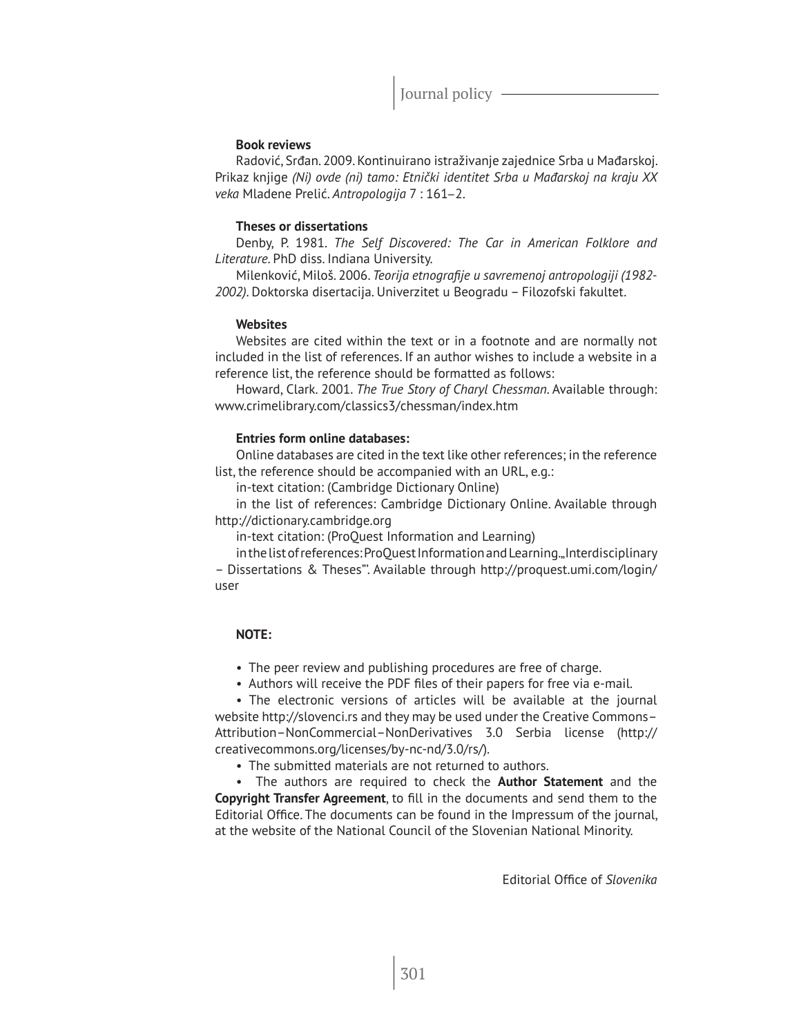**Book reviews**

Radović, Srđan. 2009. Kontinuirano istraživanje zajednice Srba u Mađarskoj. Prikaz knjige *(Ni) ovde (ni) tamo: Etnički identitet Srba u Mađarskoj na kraju XX veka* Mladene Prelić. *Antropologija* 7 : 161–2.

**Theses or dissertations**

Denby, P. 1981. *The Self Discovered: The Car in American Folklore and Literature*. PhD diss. Indiana University.

Milenković, Miloš. 2006. *Teorija etnografije u savremenoj antropologiji (1982-2002)*. Doktorska disertacija. Univerzitet u Beogradu – Filozofski fakultet.

**Websites**

Websites are cited within the text or in a footnote and are normally not included in the list of references. If an author wishes to include a website in a reference list, the reference should be formatted as follows:

Howard, Clark. 2001. *The True Story of Charyl Chessman*. Available through: www.crimelibrary.com/classics3/chessman/index.htm

**Entries form online databases:**

Online databases are cited in the text like other references; in the reference list, the reference should be accompanied with an URL, e.g.:

in-text citation: (Cambridge Dictionary Online)

in the list of references: Cambridge Dictionary Online. Available through http://dictionary.cambridge.org

in-text citation: (ProQuest Information and Learning)

in the list of references: ProQuest Information and Learning. „Interdisciplinary – Dissertations & Theses"'. Available through http://proquest.umi.com/login/user

**NOTE:**

- The peer review and publishing procedures are free of charge.
- Authors will receive the PDF files of their papers for free via e-mail.
- The electronic versions of articles will be available at the journal website http://slovenci.rs and they may be used under the Creative Commons–Attribution–NonCommercial–NonDerivatives 3.0 Serbia license (http://creativecommons.org/licenses/by-nc-nd/3.0/rs/).
- The submitted materials are not returned to authors.
- The authors are required to check the **Author Statement** and the **Copyright Transfer Agreement**, to fill in the documents and send them to the Editorial Office. The documents can be found in the Impressum of the journal, at the website of the National Council of the Slovenian National Minority.

Editorial Office of *Slovenika*